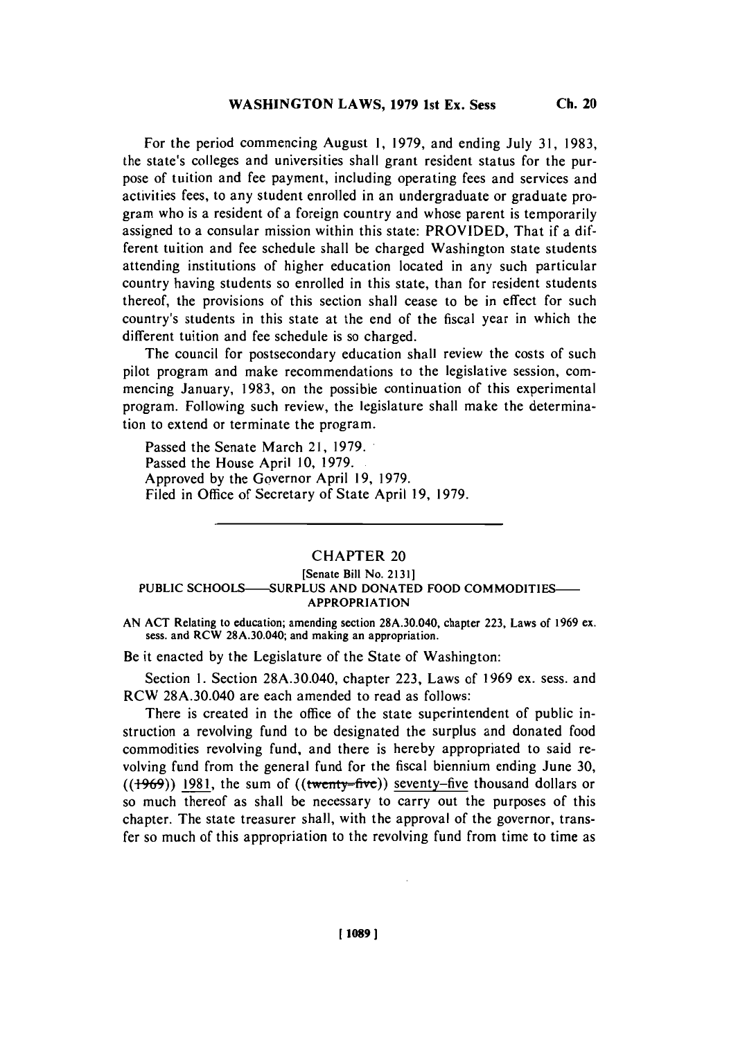For the period commencing August 1, 1979, and ending July 31, 1983, the state's colleges and universities shall grant resident status for the purpose of tuition and fee payment, including operating fees and services and activities fees, to any student enrolled in an undergraduate or graduate program who is a resident of a foreign country and whose parent is temporarily assigned to a consular mission within this state: PROVIDED, That if a different tuition and fee schedule shall be charged Washington state students attending institutions of higher education located in any such particular country having students so enrolled in this state, than for resident students thereof, the provisions of this section shall cease to be in effect for such country's students in this state at the end of the fiscal year in which the different tuition and fee schedule is so charged.

The council for postsecondary education shall review the costs of such pilot program and make recommendations to the legislative session, commencing January, 1983, on the possible continuation of this experimental program. Following such review, the legislature shall make the determination to extend or terminate the program.

Passed the Senate March 21, 1979.
Passed the House April 10, 1979.
Approved by the Governor April 19, 1979.
Filed in Office of Secretary of State April 19, 1979.

---

## CHAPTER 20

[Senate Bill No. 2131]

PUBLIC SCHOOLS—SURPLUS AND DONATED FOOD COMMODITIES—APPROPRIATION

AN ACT Relating to education; amending section 28A.30.040, chapter 223, Laws of 1969 ex. sess. and RCW 28A.30.040; and making an appropriation.

Be it enacted by the Legislature of the State of Washington:

Section 1. Section 28A.30.040, chapter 223, Laws of 1969 ex. sess. and RCW 28A.30.040 are each amended to read as follows:

There is created in the office of the state superintendent of public instruction a revolving fund to be designated the surplus and donated food commodities revolving fund, and there is hereby appropriated to said revolving fund from the general fund for the fiscal biennium ending June 30, ((~~1969~~)) <u>1981</u>, the sum of ((~~twenty-five~~)) <u>seventy-five</u> thousand dollars or so much thereof as shall be necessary to carry out the purposes of this chapter. The state treasurer shall, with the approval of the governor, transfer so much of this appropriation to the revolving fund from time to time as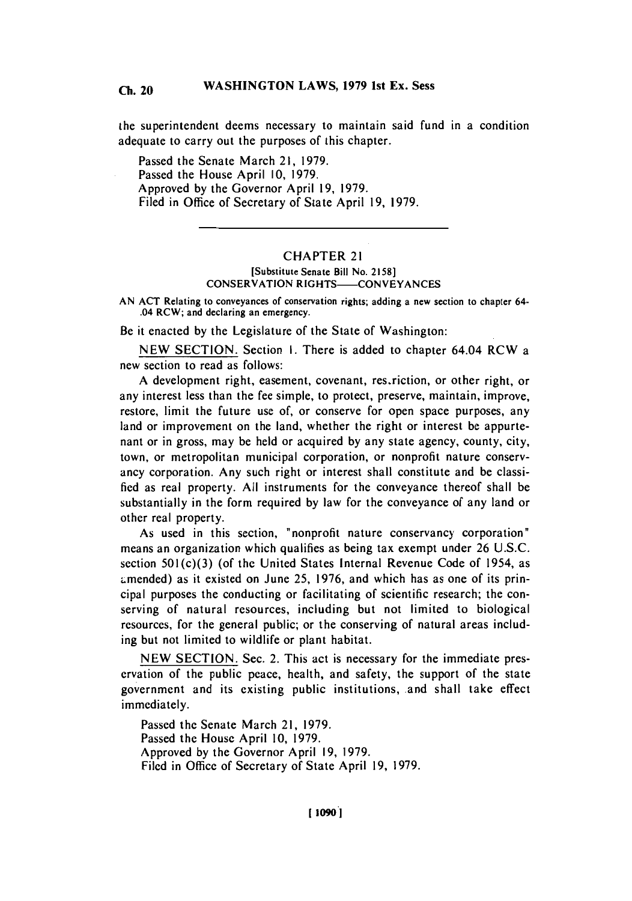the superintendent deems necessary to maintain said fund in a condition adequate to carry out the purposes of this chapter.

Passed the Senate March 21, 1979.
Passed the House April 10, 1979.
Approved by the Governor April 19, 1979.
Filed in Office of Secretary of State April 19, 1979.

---

## CHAPTER 21

[Substitute Senate Bill No. 2158]

CONSERVATION RIGHTS——CONVEYANCES

AN ACT Relating to conveyances of conservation rights; adding a new section to chapter 64-.04 RCW; and declaring an emergency.

Be it enacted by the Legislature of the State of Washington:

NEW SECTION. Section 1. There is added to chapter 64.04 RCW a new section to read as follows:

A development right, easement, covenant, restriction, or other right, or any interest less than the fee simple, to protect, preserve, maintain, improve, restore, limit the future use of, or conserve for open space purposes, any land or improvement on the land, whether the right or interest be appurtenant or in gross, may be held or acquired by any state agency, county, city, town, or metropolitan municipal corporation, or nonprofit nature conservancy corporation. Any such right or interest shall constitute and be classified as real property. All instruments for the conveyance thereof shall be substantially in the form required by law for the conveyance of any land or other real property.

As used in this section, "nonprofit nature conservancy corporation" means an organization which qualifies as being tax exempt under 26 U.S.C. section 501(c)(3) (of the United States Internal Revenue Code of 1954, as amended) as it existed on June 25, 1976, and which has as one of its principal purposes the conducting or facilitating of scientific research; the conserving of natural resources, including but not limited to biological resources, for the general public; or the conserving of natural areas including but not limited to wildlife or plant habitat.

NEW SECTION. Sec. 2. This act is necessary for the immediate preservation of the public peace, health, and safety, the support of the state government and its existing public institutions, and shall take effect immediately.

Passed the Senate March 21, 1979.
Passed the House April 10, 1979.
Approved by the Governor April 19, 1979.
Filed in Office of Secretary of State April 19, 1979.